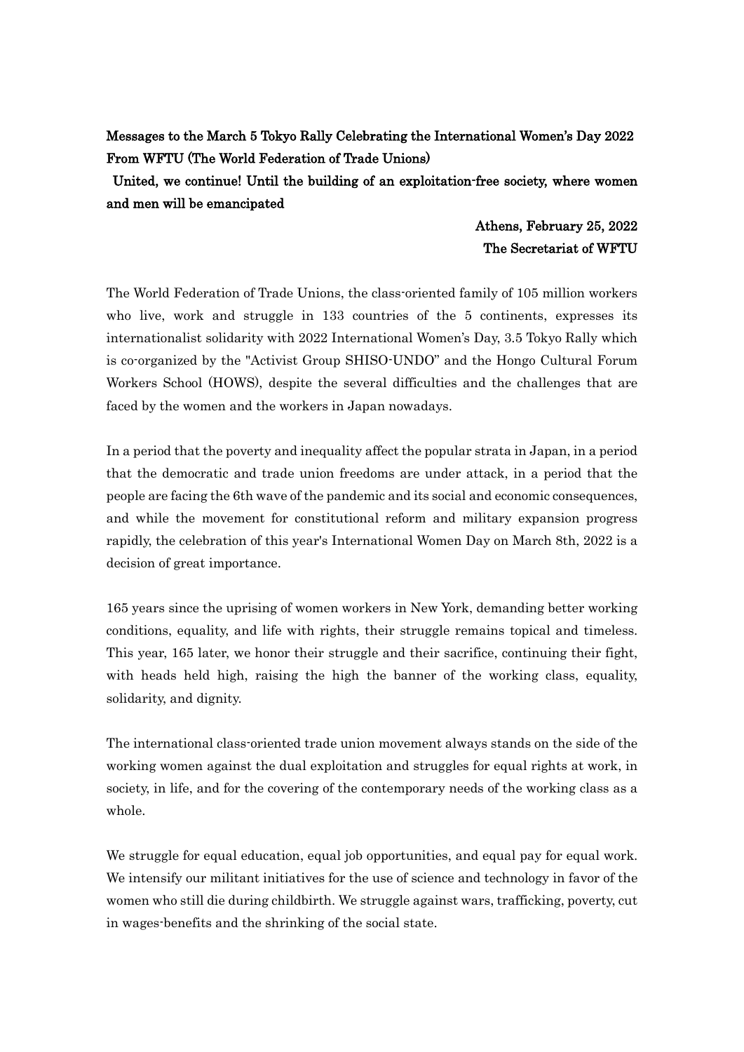**Messages to the March 5 Tokyo Rally Celebrating the International Women's Day 2022 From WFTU (The World Federation of Trade Unions)**

**United, we continue! Until the building of an exploitation-free society, where women and men will be emancipated**

**Athens, February 25, 2022**
**The Secretariat of WFTU**

The World Federation of Trade Unions, the class-oriented family of 105 million workers who live, work and struggle in 133 countries of the 5 continents, expresses its internationalist solidarity with 2022 International Women's Day, 3.5 Tokyo Rally which is co-organized by the "Activist Group SHISO-UNDO" and the Hongo Cultural Forum Workers School (HOWS), despite the several difficulties and the challenges that are faced by the women and the workers in Japan nowadays.

In a period that the poverty and inequality affect the popular strata in Japan, in a period that the democratic and trade union freedoms are under attack, in a period that the people are facing the 6th wave of the pandemic and its social and economic consequences, and while the movement for constitutional reform and military expansion progress rapidly, the celebration of this year's International Women Day on March 8th, 2022 is a decision of great importance.

165 years since the uprising of women workers in New York, demanding better working conditions, equality, and life with rights, their struggle remains topical and timeless. This year, 165 later, we honor their struggle and their sacrifice, continuing their fight, with heads held high, raising the high the banner of the working class, equality, solidarity, and dignity.

The international class-oriented trade union movement always stands on the side of the working women against the dual exploitation and struggles for equal rights at work, in society, in life, and for the covering of the contemporary needs of the working class as a whole.

We struggle for equal education, equal job opportunities, and equal pay for equal work. We intensify our militant initiatives for the use of science and technology in favor of the women who still die during childbirth. We struggle against wars, trafficking, poverty, cut in wages-benefits and the shrinking of the social state.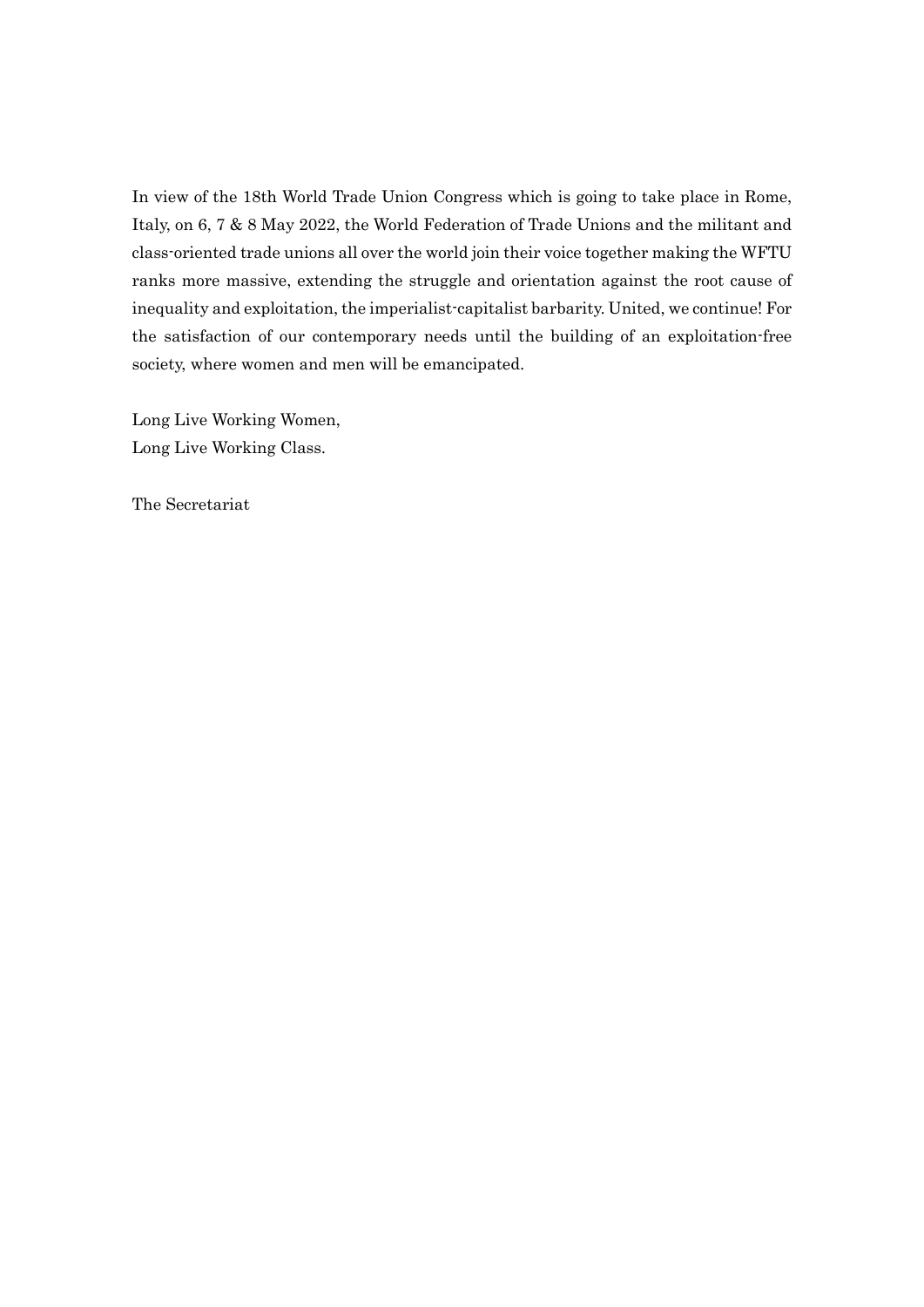In view of the 18th World Trade Union Congress which is going to take place in Rome, Italy, on 6, 7 & 8 May 2022, the World Federation of Trade Unions and the militant and class-oriented trade unions all over the world join their voice together making the WFTU ranks more massive, extending the struggle and orientation against the root cause of inequality and exploitation, the imperialist-capitalist barbarity. United, we continue! For the satisfaction of our contemporary needs until the building of an exploitation-free society, where women and men will be emancipated.

Long Live Working Women,
Long Live Working Class.

The Secretariat